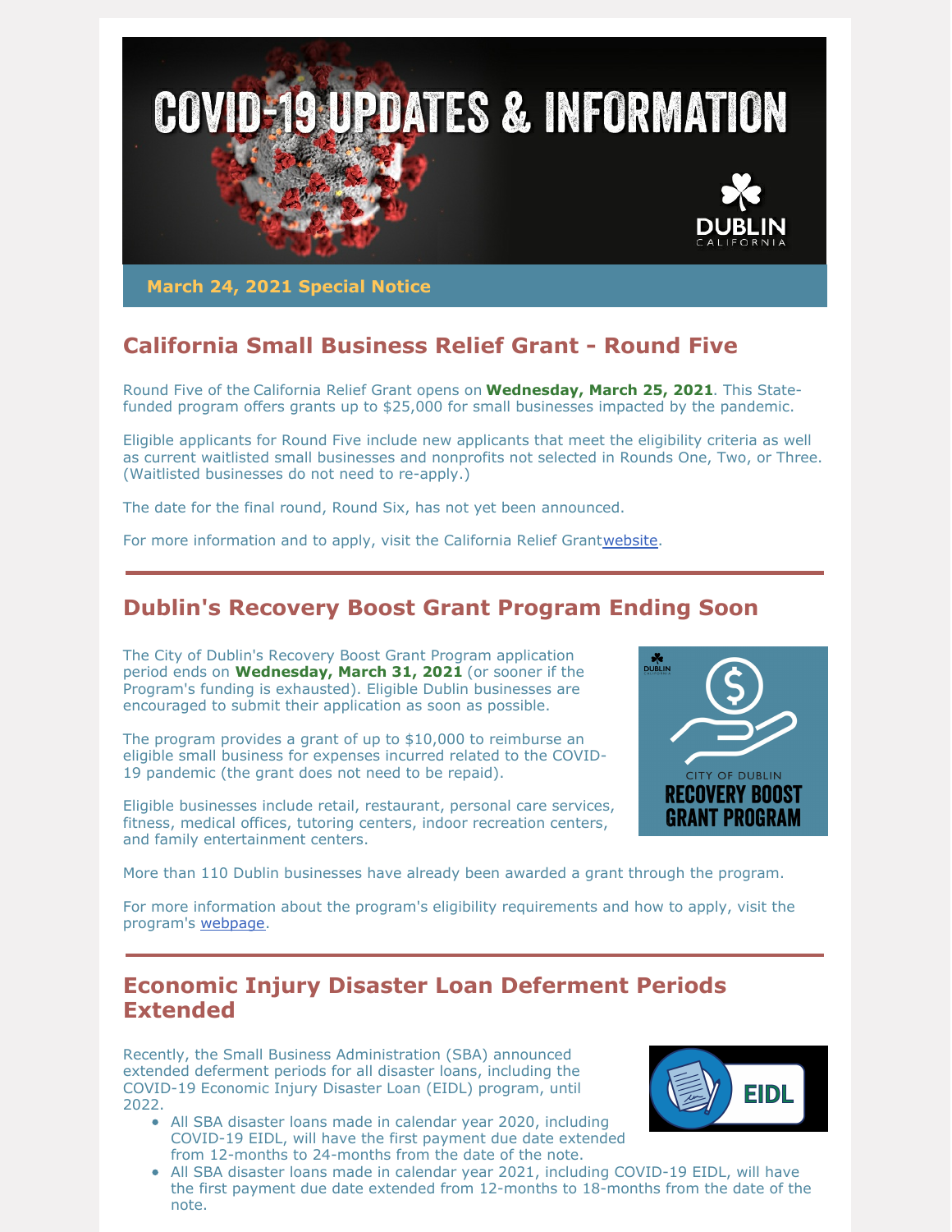# COVID-19 UPDATES & INFORMATION

**March 24, 2021 Special Notice**

## California Small Business Relief Grant - Round Five

Round Five of the California Relief Grant opens on **Wednesday, March 25, 2021**. This State-funded program offers grants up to $25,000 for small businesses impacted by the pandemic.

Eligible applicants for Round Five include new applicants that meet the eligibility criteria as well as current waitlisted small businesses and nonprofits not selected in Rounds One, Two, or Three. (Waitlisted businesses do not need to re-apply.)

The date for the final round, Round Six, has not yet been announced.

For more information and to apply, visit the California Relief Grant website.

## Dublin's Recovery Boost Grant Program Ending Soon

The City of Dublin's Recovery Boost Grant Program application period ends on **Wednesday, March 31, 2021** (or sooner if the Program's funding is exhausted). Eligible Dublin businesses are encouraged to submit their application as soon as possible.

The program provides a grant of up to $10,000 to reimburse an eligible small business for expenses incurred related to the COVID-19 pandemic (the grant does not need to be repaid).

Eligible businesses include retail, restaurant, personal care services, fitness, medical offices, tutoring centers, indoor recreation centers, and family entertainment centers.

More than 110 Dublin businesses have already been awarded a grant through the program.

For more information about the program's eligibility requirements and how to apply, visit the program's webpage.

## Economic Injury Disaster Loan Deferment Periods Extended

Recently, the Small Business Administration (SBA) announced extended deferment periods for all disaster loans, including the COVID-19 Economic Injury Disaster Loan (EIDL) program, until 2022.

- All SBA disaster loans made in calendar year 2020, including COVID-19 EIDL, will have the first payment due date extended from 12-months to 24-months from the date of the note.
- All SBA disaster loans made in calendar year 2021, including COVID-19 EIDL, will have the first payment due date extended from 12-months to 18-months from the date of the note.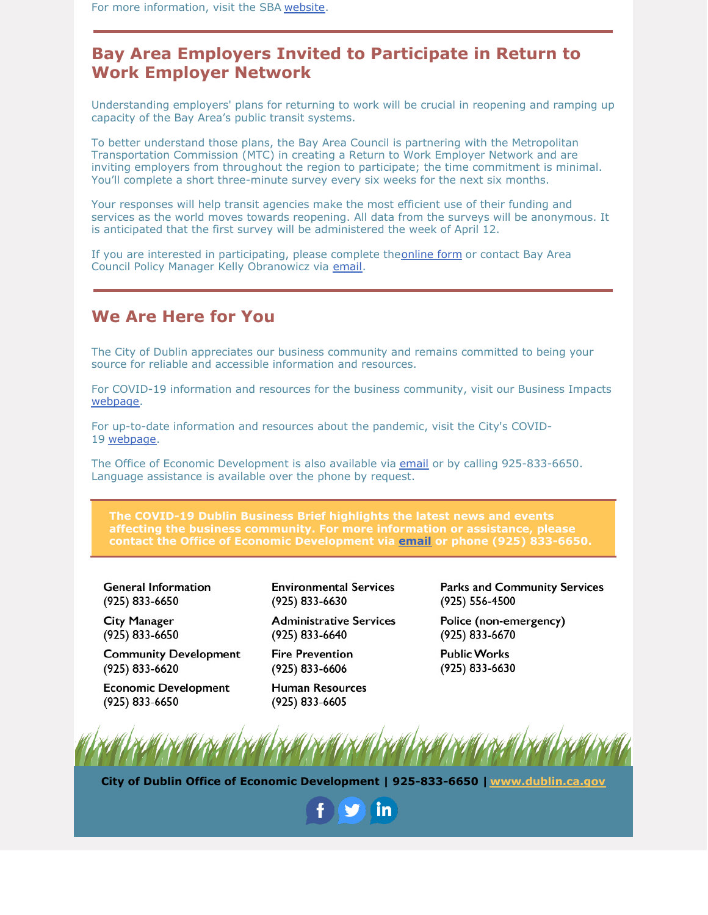For more information, visit the SBA website.

## Bay Area Employers Invited to Participate in Return to Work Employer Network

Understanding employers' plans for returning to work will be crucial in reopening and ramping up capacity of the Bay Area's public transit systems.

To better understand those plans, the Bay Area Council is partnering with the Metropolitan Transportation Commission (MTC) in creating a Return to Work Employer Network and are inviting employers from throughout the region to participate; the time commitment is minimal. You'll complete a short three-minute survey every six weeks for the next six months.

Your responses will help transit agencies make the most efficient use of their funding and services as the world moves towards reopening. All data from the surveys will be anonymous. It is anticipated that the first survey will be administered the week of April 12.

If you are interested in participating, please complete theonline form or contact Bay Area Council Policy Manager Kelly Obranowicz via email.

## We Are Here for You

The City of Dublin appreciates our business community and remains committed to being your source for reliable and accessible information and resources.

For COVID-19 information and resources for the business community, visit our Business Impacts webpage.

For up-to-date information and resources about the pandemic, visit the City's COVID-19 webpage.

The Office of Economic Development is also available via email or by calling 925-833-6650. Language assistance is available over the phone by request.

**The COVID-19 Dublin Business Brief highlights the latest news and events affecting the business community. For more information or assistance, please contact the Office of Economic Development via email or phone (925) 833-6650.**

General Information
(925) 833-6650

City Manager
(925) 833-6650

Community Development
(925) 833-6620

Economic Development
(925) 833-6650

Environmental Services
(925) 833-6630

Administrative Services
(925) 833-6640

Fire Prevention
(925) 833-6606

Human Resources
(925) 833-6605

Parks and Community Services
(925) 556-4500

Police (non-emergency)
(925) 833-6670

Public Works
(925) 833-6630

**City of Dublin Office of Economic Development | 925-833-6650 | www.dublin.ca.gov**